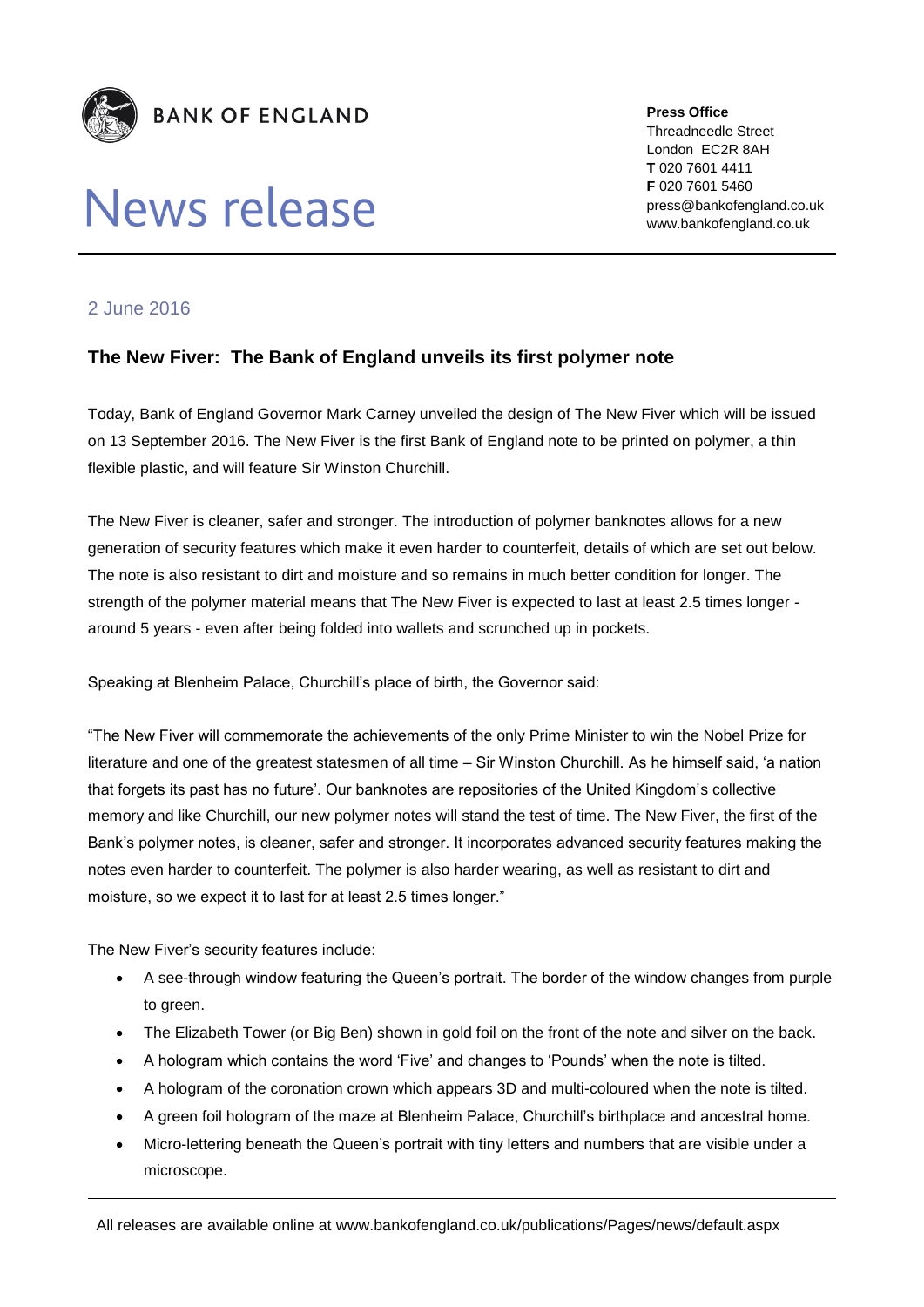**BANK OF ENGLAND**

# News release

**Press Office**
Threadneedle Street
London EC2R 8AH
**T** 020 7601 4411
**F** 020 7601 5460
press@bankofengland.co.uk
www.bankofengland.co.uk

2 June 2016

## The New Fiver: The Bank of England unveils its first polymer note

Today, Bank of England Governor Mark Carney unveiled the design of The New Fiver which will be issued on 13 September 2016. The New Fiver is the first Bank of England note to be printed on polymer, a thin flexible plastic, and will feature Sir Winston Churchill.

The New Fiver is cleaner, safer and stronger. The introduction of polymer banknotes allows for a new generation of security features which make it even harder to counterfeit, details of which are set out below. The note is also resistant to dirt and moisture and so remains in much better condition for longer. The strength of the polymer material means that The New Fiver is expected to last at least 2.5 times longer - around 5 years - even after being folded into wallets and scrunched up in pockets.

Speaking at Blenheim Palace, Churchill's place of birth, the Governor said:

"The New Fiver will commemorate the achievements of the only Prime Minister to win the Nobel Prize for literature and one of the greatest statesmen of all time – Sir Winston Churchill. As he himself said, 'a nation that forgets its past has no future'. Our banknotes are repositories of the United Kingdom's collective memory and like Churchill, our new polymer notes will stand the test of time. The New Fiver, the first of the Bank's polymer notes, is cleaner, safer and stronger. It incorporates advanced security features making the notes even harder to counterfeit. The polymer is also harder wearing, as well as resistant to dirt and moisture, so we expect it to last for at least 2.5 times longer."

The New Fiver's security features include:

- A see-through window featuring the Queen's portrait. The border of the window changes from purple to green.
- The Elizabeth Tower (or Big Ben) shown in gold foil on the front of the note and silver on the back.
- A hologram which contains the word 'Five' and changes to 'Pounds' when the note is tilted.
- A hologram of the coronation crown which appears 3D and multi-coloured when the note is tilted.
- A green foil hologram of the maze at Blenheim Palace, Churchill's birthplace and ancestral home.
- Micro-lettering beneath the Queen's portrait with tiny letters and numbers that are visible under a microscope.

All releases are available online at www.bankofengland.co.uk/publications/Pages/news/default.aspx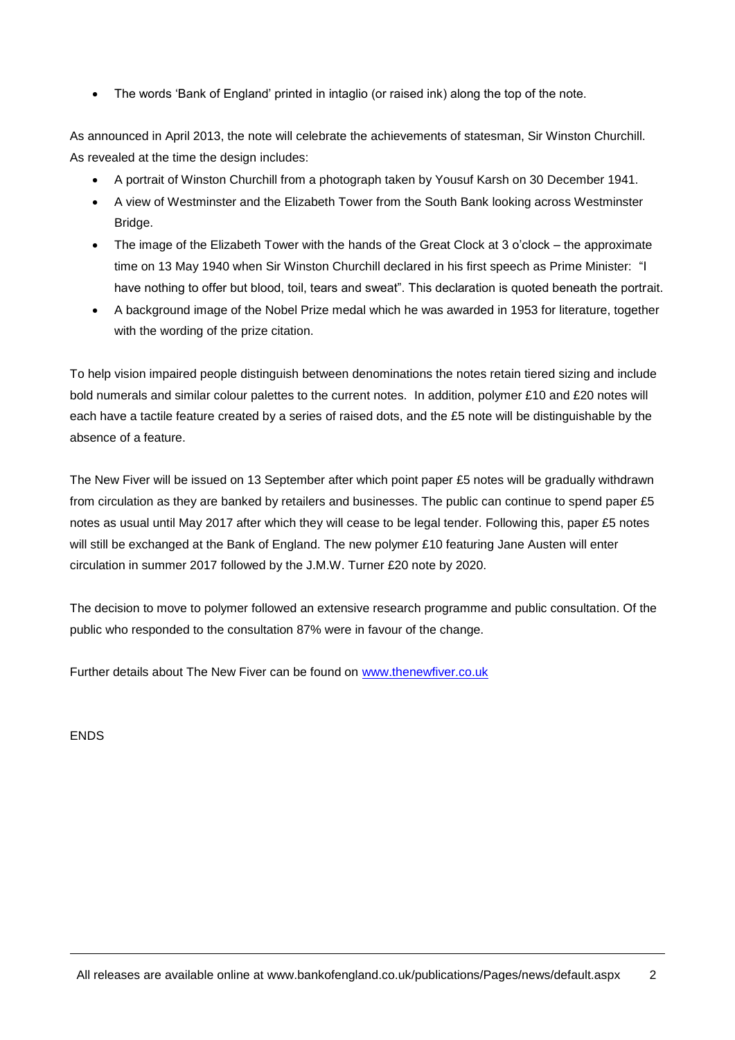- The words 'Bank of England' printed in intaglio (or raised ink) along the top of the note.

As announced in April 2013, the note will celebrate the achievements of statesman, Sir Winston Churchill. As revealed at the time the design includes:

- A portrait of Winston Churchill from a photograph taken by Yousuf Karsh on 30 December 1941.
- A view of Westminster and the Elizabeth Tower from the South Bank looking across Westminster Bridge.
- The image of the Elizabeth Tower with the hands of the Great Clock at 3 o'clock – the approximate time on 13 May 1940 when Sir Winston Churchill declared in his first speech as Prime Minister: "I have nothing to offer but blood, toil, tears and sweat". This declaration is quoted beneath the portrait.
- A background image of the Nobel Prize medal which he was awarded in 1953 for literature, together with the wording of the prize citation.

To help vision impaired people distinguish between denominations the notes retain tiered sizing and include bold numerals and similar colour palettes to the current notes. In addition, polymer £10 and £20 notes will each have a tactile feature created by a series of raised dots, and the £5 note will be distinguishable by the absence of a feature.

The New Fiver will be issued on 13 September after which point paper £5 notes will be gradually withdrawn from circulation as they are banked by retailers and businesses. The public can continue to spend paper £5 notes as usual until May 2017 after which they will cease to be legal tender. Following this, paper £5 notes will still be exchanged at the Bank of England. The new polymer £10 featuring Jane Austen will enter circulation in summer 2017 followed by the J.M.W. Turner £20 note by 2020.

The decision to move to polymer followed an extensive research programme and public consultation. Of the public who responded to the consultation 87% were in favour of the change.

Further details about The New Fiver can be found on [www.thenewfiver.co.uk](http://www.thenewfiver.co.uk)

ENDS

All releases are available online at www.bankofengland.co.uk/publications/Pages/news/default.aspx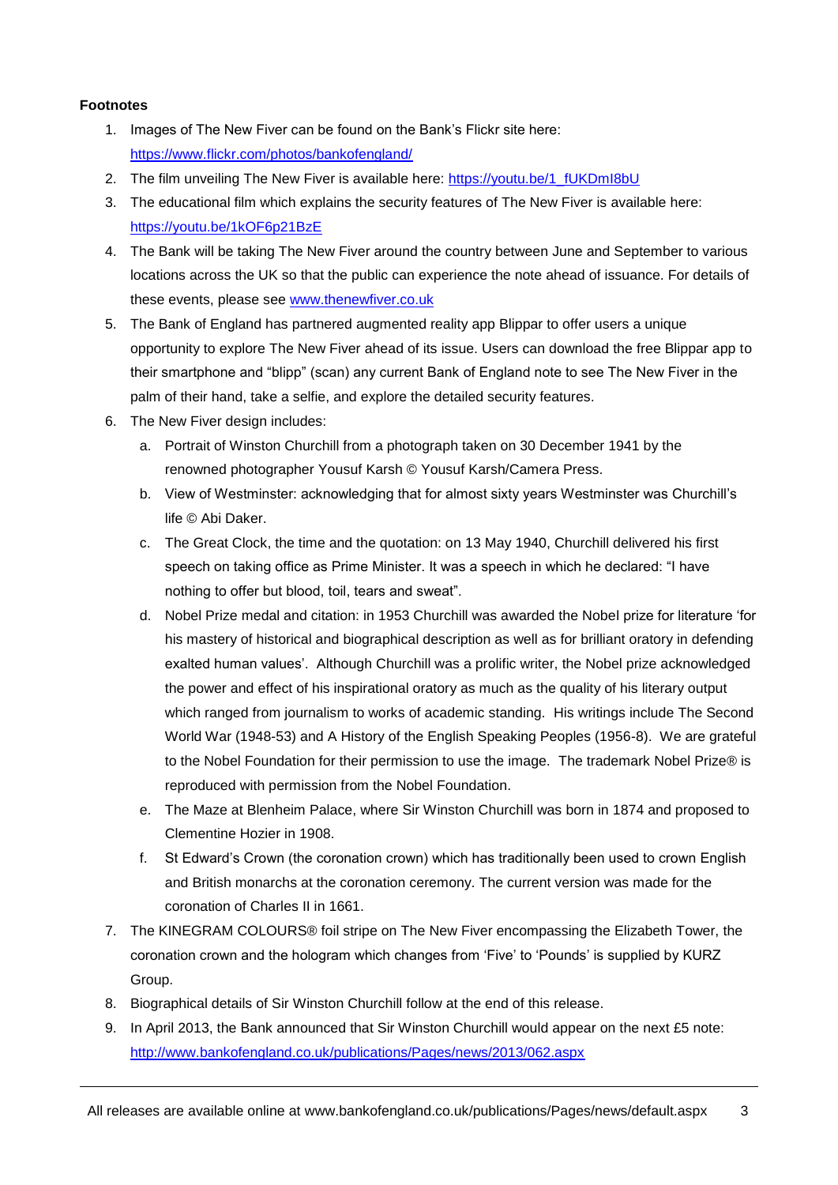**Footnotes**

1. Images of The New Fiver can be found on the Bank's Flickr site here: https://www.flickr.com/photos/bankofengland/
2. The film unveiling The New Fiver is available here: https://youtu.be/1_fUKDmI8bU
3. The educational film which explains the security features of The New Fiver is available here: https://youtu.be/1kOF6p21BzE
4. The Bank will be taking The New Fiver around the country between June and September to various locations across the UK so that the public can experience the note ahead of issuance. For details of these events, please see www.thenewfiver.co.uk
5. The Bank of England has partnered augmented reality app Blippar to offer users a unique opportunity to explore The New Fiver ahead of its issue. Users can download the free Blippar app to their smartphone and "blipp" (scan) any current Bank of England note to see The New Fiver in the palm of their hand, take a selfie, and explore the detailed security features.
6. The New Fiver design includes:
   a. Portrait of Winston Churchill from a photograph taken on 30 December 1941 by the renowned photographer Yousuf Karsh © Yousuf Karsh/Camera Press.
   b. View of Westminster: acknowledging that for almost sixty years Westminster was Churchill's life © Abi Daker.
   c. The Great Clock, the time and the quotation: on 13 May 1940, Churchill delivered his first speech on taking office as Prime Minister. It was a speech in which he declared: "I have nothing to offer but blood, toil, tears and sweat".
   d. Nobel Prize medal and citation: in 1953 Churchill was awarded the Nobel prize for literature 'for his mastery of historical and biographical description as well as for brilliant oratory in defending exalted human values'. Although Churchill was a prolific writer, the Nobel prize acknowledged the power and effect of his inspirational oratory as much as the quality of his literary output which ranged from journalism to works of academic standing. His writings include The Second World War (1948-53) and A History of the English Speaking Peoples (1956-8). We are grateful to the Nobel Foundation for their permission to use the image. The trademark Nobel Prize® is reproduced with permission from the Nobel Foundation.
   e. The Maze at Blenheim Palace, where Sir Winston Churchill was born in 1874 and proposed to Clementine Hozier in 1908.
   f. St Edward's Crown (the coronation crown) which has traditionally been used to crown English and British monarchs at the coronation ceremony. The current version was made for the coronation of Charles II in 1661.
7. The KINEGRAM COLOURS® foil stripe on The New Fiver encompassing the Elizabeth Tower, the coronation crown and the hologram which changes from 'Five' to 'Pounds' is supplied by KURZ Group.
8. Biographical details of Sir Winston Churchill follow at the end of this release.
9. In April 2013, the Bank announced that Sir Winston Churchill would appear on the next £5 note: http://www.bankofengland.co.uk/publications/Pages/news/2013/062.aspx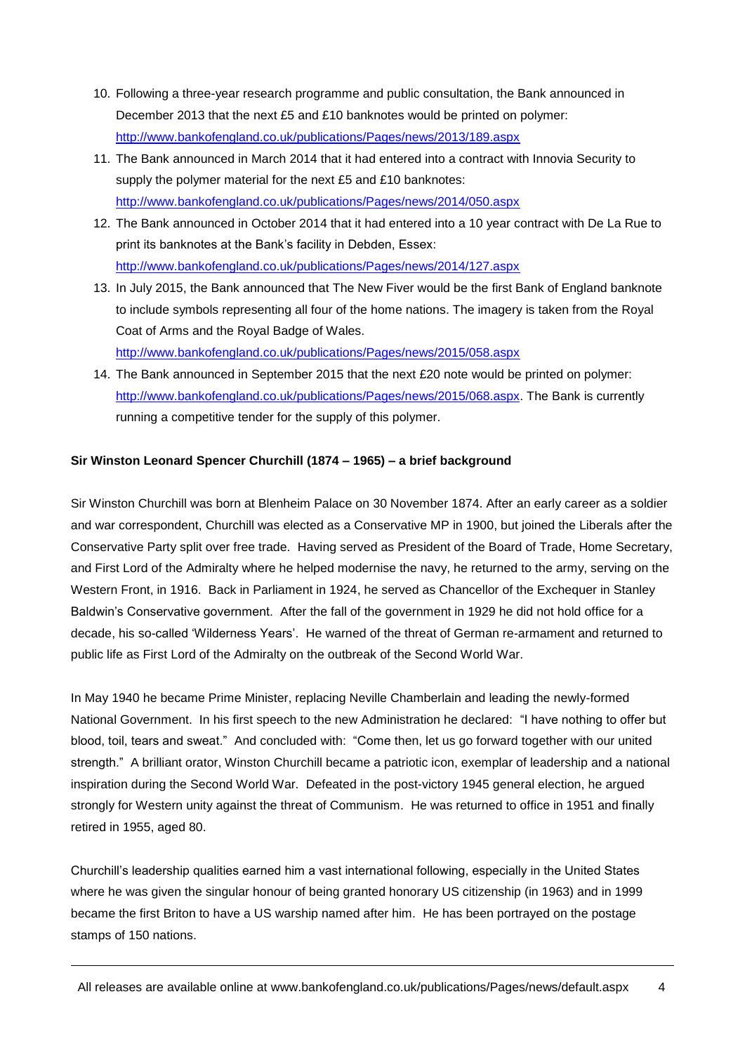10. Following a three-year research programme and public consultation, the Bank announced in December 2013 that the next £5 and £10 banknotes would be printed on polymer: http://www.bankofengland.co.uk/publications/Pages/news/2013/189.aspx
11. The Bank announced in March 2014 that it had entered into a contract with Innovia Security to supply the polymer material for the next £5 and £10 banknotes: http://www.bankofengland.co.uk/publications/Pages/news/2014/050.aspx
12. The Bank announced in October 2014 that it had entered into a 10 year contract with De La Rue to print its banknotes at the Bank's facility in Debden, Essex: http://www.bankofengland.co.uk/publications/Pages/news/2014/127.aspx
13. In July 2015, the Bank announced that The New Fiver would be the first Bank of England banknote to include symbols representing all four of the home nations. The imagery is taken from the Royal Coat of Arms and the Royal Badge of Wales. http://www.bankofengland.co.uk/publications/Pages/news/2015/058.aspx
14. The Bank announced in September 2015 that the next £20 note would be printed on polymer: http://www.bankofengland.co.uk/publications/Pages/news/2015/068.aspx. The Bank is currently running a competitive tender for the supply of this polymer.

**Sir Winston Leonard Spencer Churchill (1874 – 1965) – a brief background**

Sir Winston Churchill was born at Blenheim Palace on 30 November 1874. After an early career as a soldier and war correspondent, Churchill was elected as a Conservative MP in 1900, but joined the Liberals after the Conservative Party split over free trade. Having served as President of the Board of Trade, Home Secretary, and First Lord of the Admiralty where he helped modernise the navy, he returned to the army, serving on the Western Front, in 1916. Back in Parliament in 1924, he served as Chancellor of the Exchequer in Stanley Baldwin's Conservative government. After the fall of the government in 1929 he did not hold office for a decade, his so-called 'Wilderness Years'. He warned of the threat of German re-armament and returned to public life as First Lord of the Admiralty on the outbreak of the Second World War.

In May 1940 he became Prime Minister, replacing Neville Chamberlain and leading the newly-formed National Government. In his first speech to the new Administration he declared: "I have nothing to offer but blood, toil, tears and sweat." And concluded with: "Come then, let us go forward together with our united strength." A brilliant orator, Winston Churchill became a patriotic icon, exemplar of leadership and a national inspiration during the Second World War. Defeated in the post-victory 1945 general election, he argued strongly for Western unity against the threat of Communism. He was returned to office in 1951 and finally retired in 1955, aged 80.

Churchill's leadership qualities earned him a vast international following, especially in the United States where he was given the singular honour of being granted honorary US citizenship (in 1963) and in 1999 became the first Briton to have a US warship named after him. He has been portrayed on the postage stamps of 150 nations.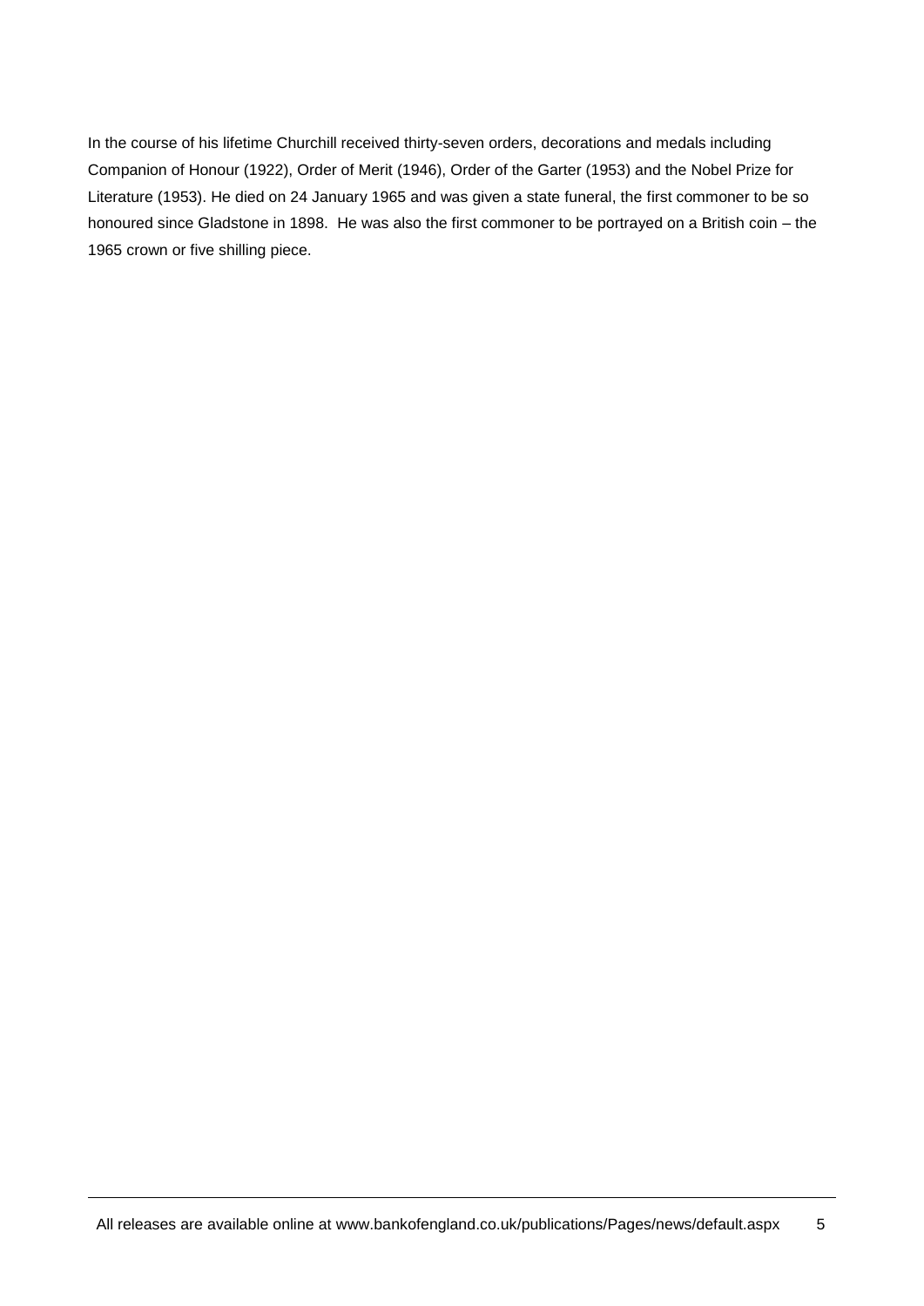In the course of his lifetime Churchill received thirty-seven orders, decorations and medals including Companion of Honour (1922), Order of Merit (1946), Order of the Garter (1953) and the Nobel Prize for Literature (1953). He died on 24 January 1965 and was given a state funeral, the first commoner to be so honoured since Gladstone in 1898. He was also the first commoner to be portrayed on a British coin – the 1965 crown or five shilling piece.